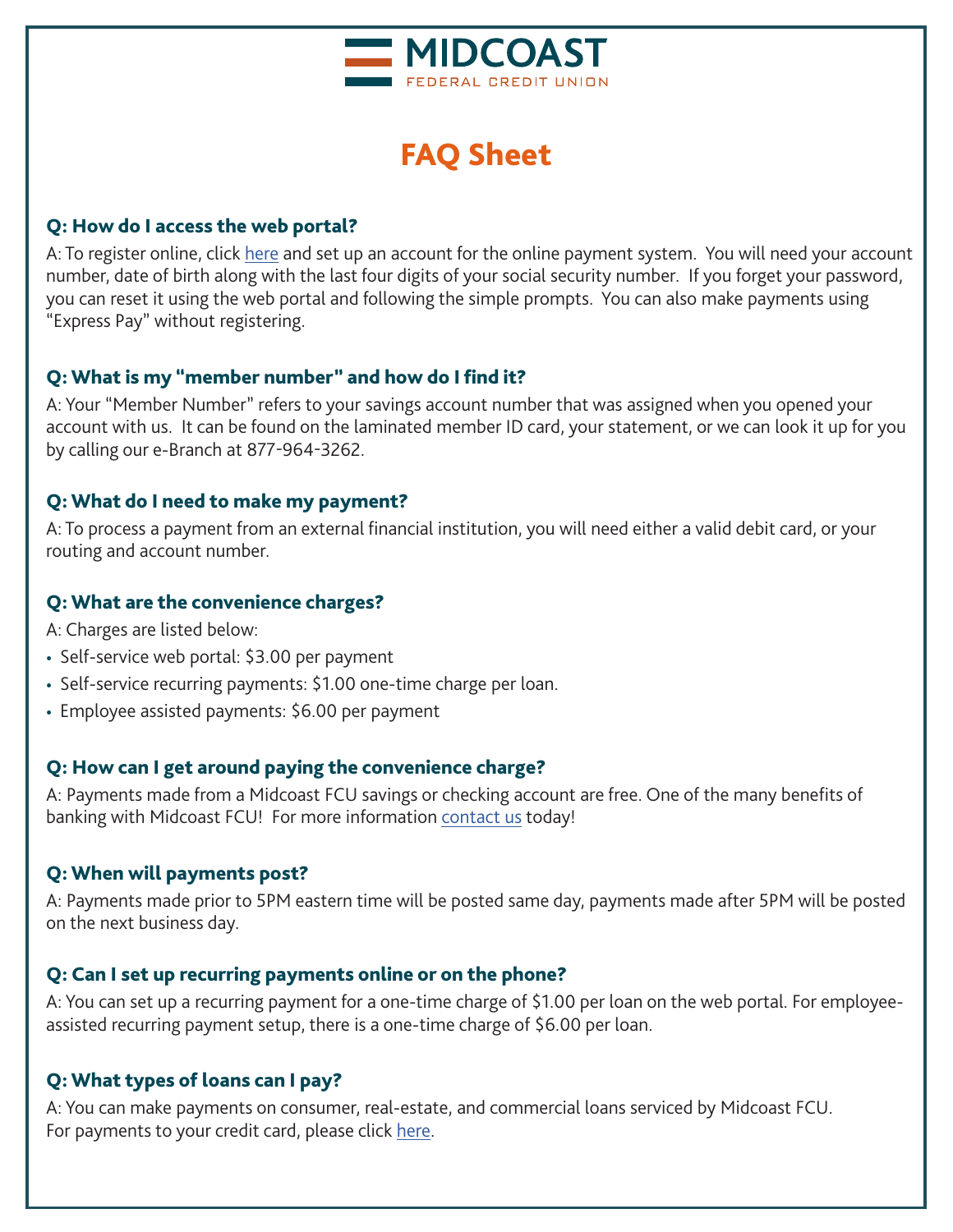# MIDCOAST

FEDERAL CREDIT UNION

## FAQ Sheet

### Q: How do I access the web portal?

A: To register online, click here and set up an account for the online payment system. You will need your account number, date of birth along with the last four digits of your social security number. If you forget your password, you can reset it using the web portal and following the simple prompts. You can also make payments using "Express Pay" without registering.

### Q: What is my "member number" and how do I find it?

A: Your "Member Number" refers to your savings account number that was assigned when you opened your account with us. It can be found on the laminated member ID card, your statement, or we can look it up for you by calling our e-Branch at 877-964-3262.

### Q: What do I need to make my payment?

A: To process a payment from an external financial institution, you will need either a valid debit card, or your routing and account number.

### Q: What are the convenience charges?

A: Charges are listed below:

- Self-service web portal: $3.00 per payment
- Self-service recurring payments: $1.00 one-time charge per loan.
- Employee assisted payments: $6.00 per payment

### Q: How can I get around paying the convenience charge?

A: Payments made from a Midcoast FCU savings or checking account are free. One of the many benefits of banking with Midcoast FCU! For more information contact us today!

### Q: When will payments post?

A: Payments made prior to 5PM eastern time will be posted same day, payments made after 5PM will be posted on the next business day.

### Q: Can I set up recurring payments online or on the phone?

A: You can set up a recurring payment for a one-time charge of $1.00 per loan on the web portal. For employee-assisted recurring payment setup, there is a one-time charge of $6.00 per loan.

### Q: What types of loans can I pay?

A: You can make payments on consumer, real-estate, and commercial loans serviced by Midcoast FCU.
For payments to your credit card, please click here.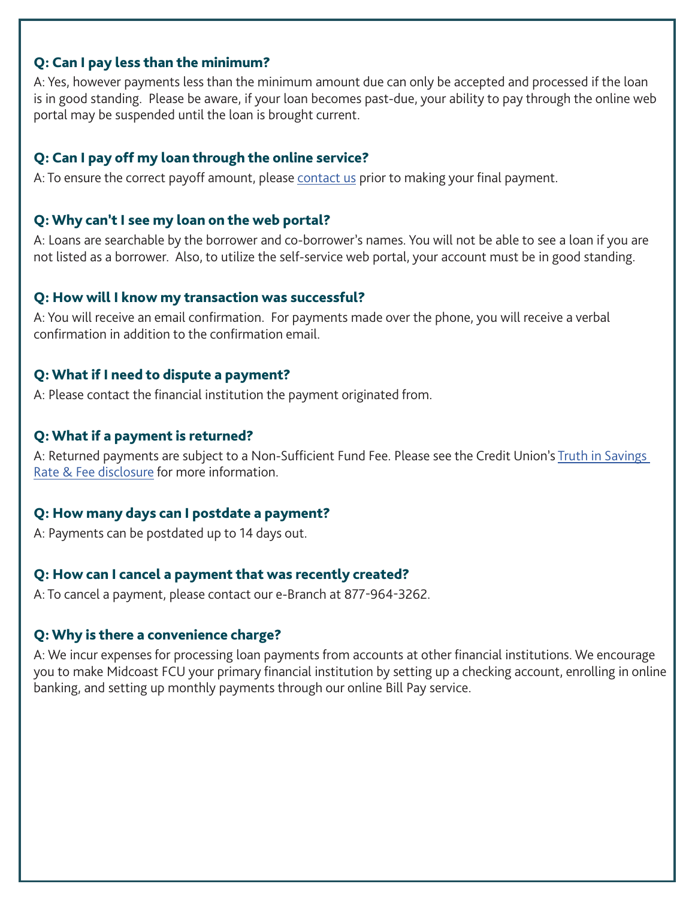### Q: Can I pay less than the minimum?

A: Yes, however payments less than the minimum amount due can only be accepted and processed if the loan is in good standing. Please be aware, if your loan becomes past-due, your ability to pay through the online web portal may be suspended until the loan is brought current.

### Q: Can I pay off my loan through the online service?

A: To ensure the correct payoff amount, please contact us prior to making your final payment.

### Q: Why can't I see my loan on the web portal?

A: Loans are searchable by the borrower and co-borrower's names. You will not be able to see a loan if you are not listed as a borrower. Also, to utilize the self-service web portal, your account must be in good standing.

### Q: How will I know my transaction was successful?

A: You will receive an email confirmation. For payments made over the phone, you will receive a verbal confirmation in addition to the confirmation email.

### Q: What if I need to dispute a payment?

A: Please contact the financial institution the payment originated from.

### Q: What if a payment is returned?

A: Returned payments are subject to a Non-Sufficient Fund Fee. Please see the Credit Union's Truth in Savings Rate & Fee disclosure for more information.

### Q: How many days can I postdate a payment?

A: Payments can be postdated up to 14 days out.

### Q: How can I cancel a payment that was recently created?

A: To cancel a payment, please contact our e-Branch at 877-964-3262.

### Q: Why is there a convenience charge?

A: We incur expenses for processing loan payments from accounts at other financial institutions. We encourage you to make Midcoast FCU your primary financial institution by setting up a checking account, enrolling in online banking, and setting up monthly payments through our online Bill Pay service.